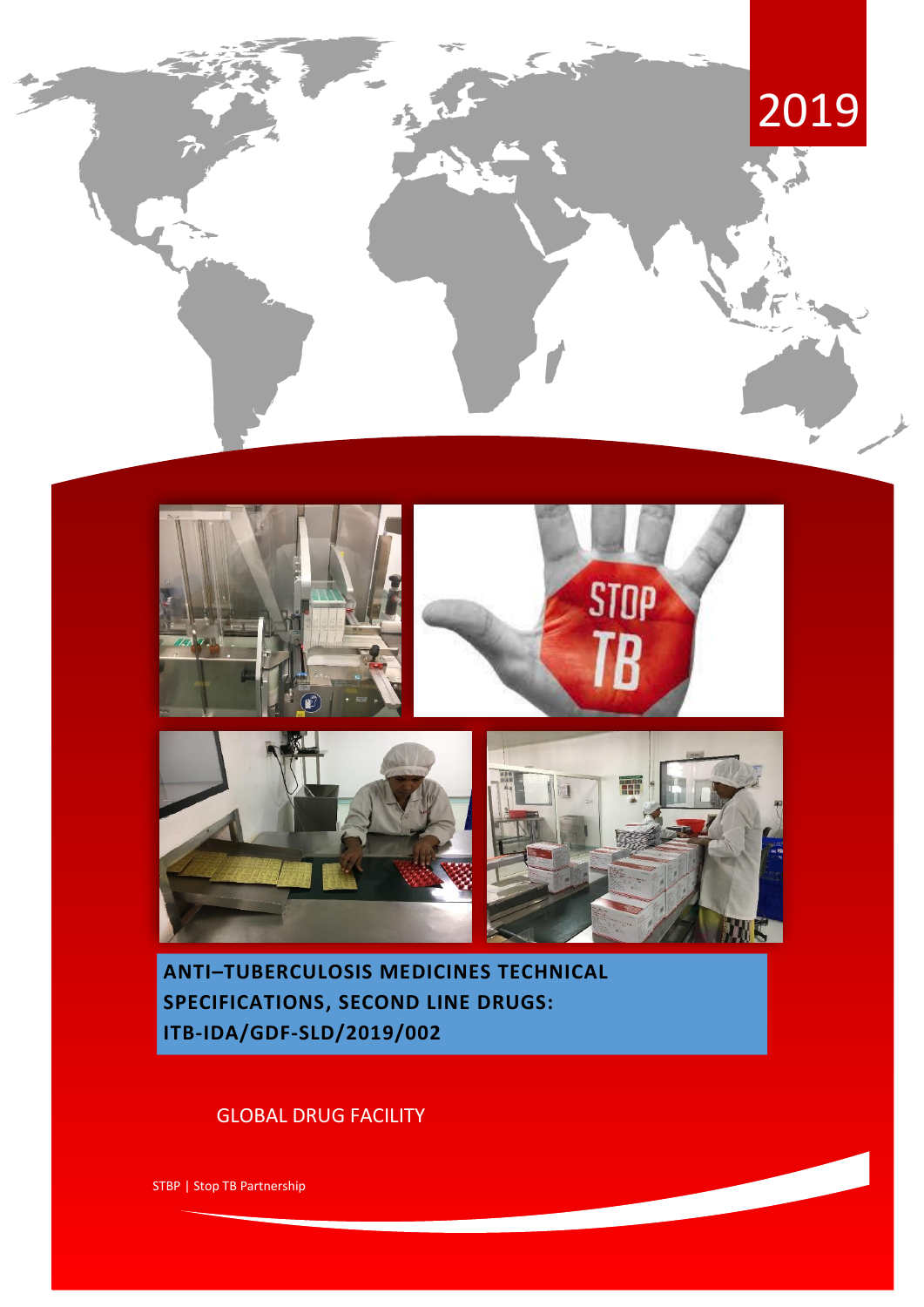2019

# ANTI–TUBERCULOSIS MEDICINES TECHNICAL SPECIFICATIONS, SECOND LINE DRUGS: ITB-IDA/GDF-SLD/2019/002

GLOBAL DRUG FACILITY

STBP | Stop TB Partnership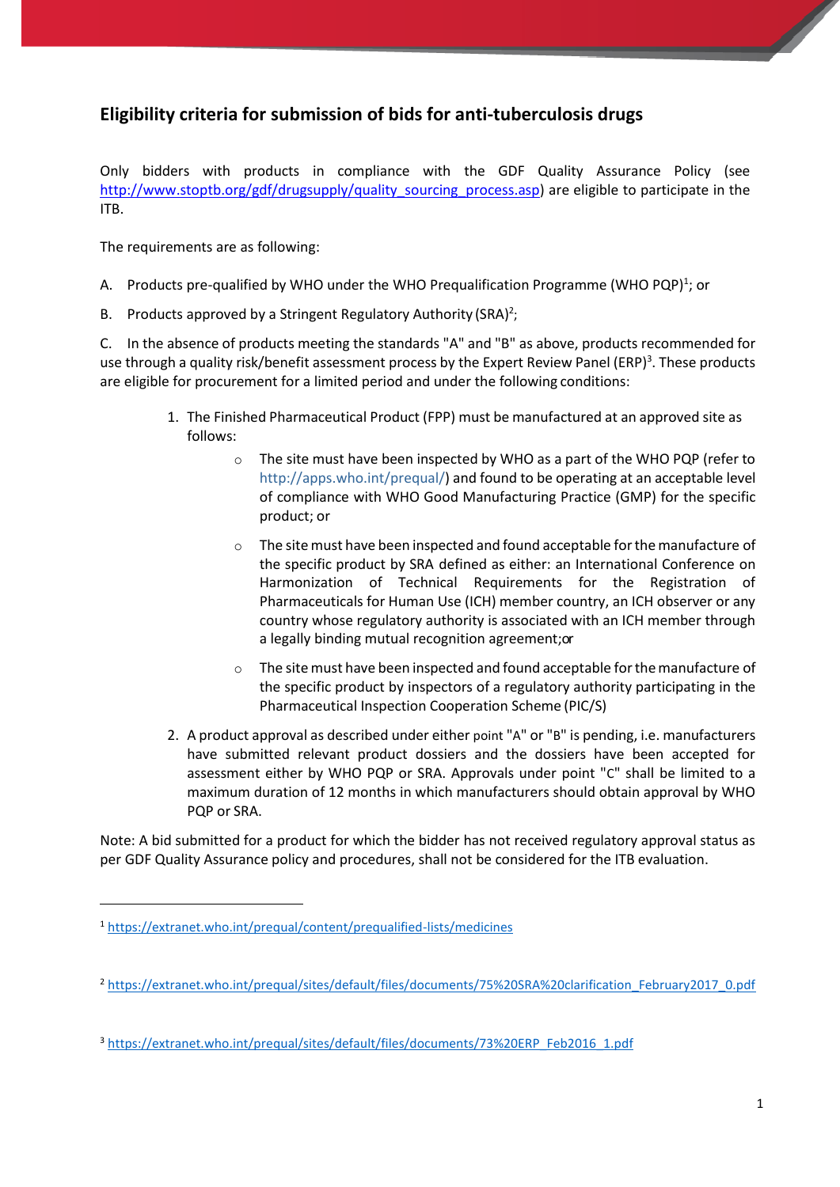## Eligibility criteria for submission of bids for anti-tuberculosis drugs

Only bidders with products in compliance with the GDF Quality Assurance Policy (see http://www.stoptb.org/gdf/drugsupply/quality_sourcing_process.asp) are eligible to participate in the ITB.

The requirements are as following:

A. Products pre-qualified by WHO under the WHO Prequalification Programme (WHO PQP)[1]; or

B. Products approved by a Stringent Regulatory Authority (SRA)[2];

C. In the absence of products meeting the standards "A" and "B" as above, products recommended for use through a quality risk/benefit assessment process by the Expert Review Panel (ERP)[3]. These products are eligible for procurement for a limited period and under the following conditions:

1. The Finished Pharmaceutical Product (FPP) must be manufactured at an approved site as follows:
   - The site must have been inspected by WHO as a part of the WHO PQP (refer to http://apps.who.int/prequal/) and found to be operating at an acceptable level of compliance with WHO Good Manufacturing Practice (GMP) for the specific product; or
   - The site must have been inspected and found acceptable for the manufacture of the specific product by SRA defined as either: an International Conference on Harmonization of Technical Requirements for the Registration of Pharmaceuticals for Human Use (ICH) member country, an ICH observer or any country whose regulatory authority is associated with an ICH member through a legally binding mutual recognition agreement;or
   - The site must have been inspected and found acceptable for the manufacture of the specific product by inspectors of a regulatory authority participating in the Pharmaceutical Inspection Cooperation Scheme (PIC/S)
2. A product approval as described under either point "A" or "B" is pending, i.e. manufacturers have submitted relevant product dossiers and the dossiers have been accepted for assessment either by WHO PQP or SRA. Approvals under point "C" shall be limited to a maximum duration of 12 months in which manufacturers should obtain approval by WHO PQP or SRA.

Note: A bid submitted for a product for which the bidder has not received regulatory approval status as per GDF Quality Assurance policy and procedures, shall not be considered for the ITB evaluation.

---

[1] https://extranet.who.int/prequal/content/prequalified-lists/medicines

[2] https://extranet.who.int/prequal/sites/default/files/documents/75%20SRA%20clarification_February2017_0.pdf

[3] https://extranet.who.int/prequal/sites/default/files/documents/73%20ERP_Feb2016_1.pdf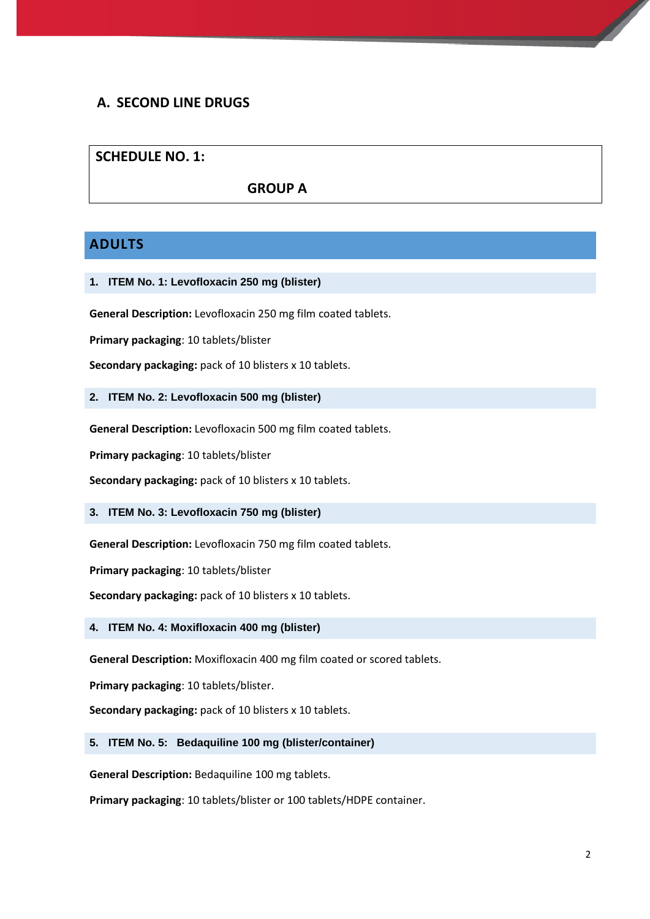## A. SECOND LINE DRUGS

**SCHEDULE NO. 1:**

**GROUP A**

## ADULTS

### 1. ITEM No. 1: Levofloxacin 250 mg (blister)

**General Description:** Levofloxacin 250 mg film coated tablets.

**Primary packaging**: 10 tablets/blister

**Secondary packaging:** pack of 10 blisters x 10 tablets.

### 2. ITEM No. 2: Levofloxacin 500 mg (blister)

**General Description:** Levofloxacin 500 mg film coated tablets.

**Primary packaging**: 10 tablets/blister

**Secondary packaging:** pack of 10 blisters x 10 tablets.

### 3. ITEM No. 3: Levofloxacin 750 mg (blister)

**General Description:** Levofloxacin 750 mg film coated tablets.

**Primary packaging**: 10 tablets/blister

**Secondary packaging:** pack of 10 blisters x 10 tablets.

### 4. ITEM No. 4: Moxifloxacin 400 mg (blister)

**General Description:** Moxifloxacin 400 mg film coated or scored tablets.

**Primary packaging**: 10 tablets/blister.

**Secondary packaging:** pack of 10 blisters x 10 tablets.

### 5. ITEM No. 5: Bedaquiline 100 mg (blister/container)

**General Description:** Bedaquiline 100 mg tablets.

**Primary packaging**: 10 tablets/blister or 100 tablets/HDPE container.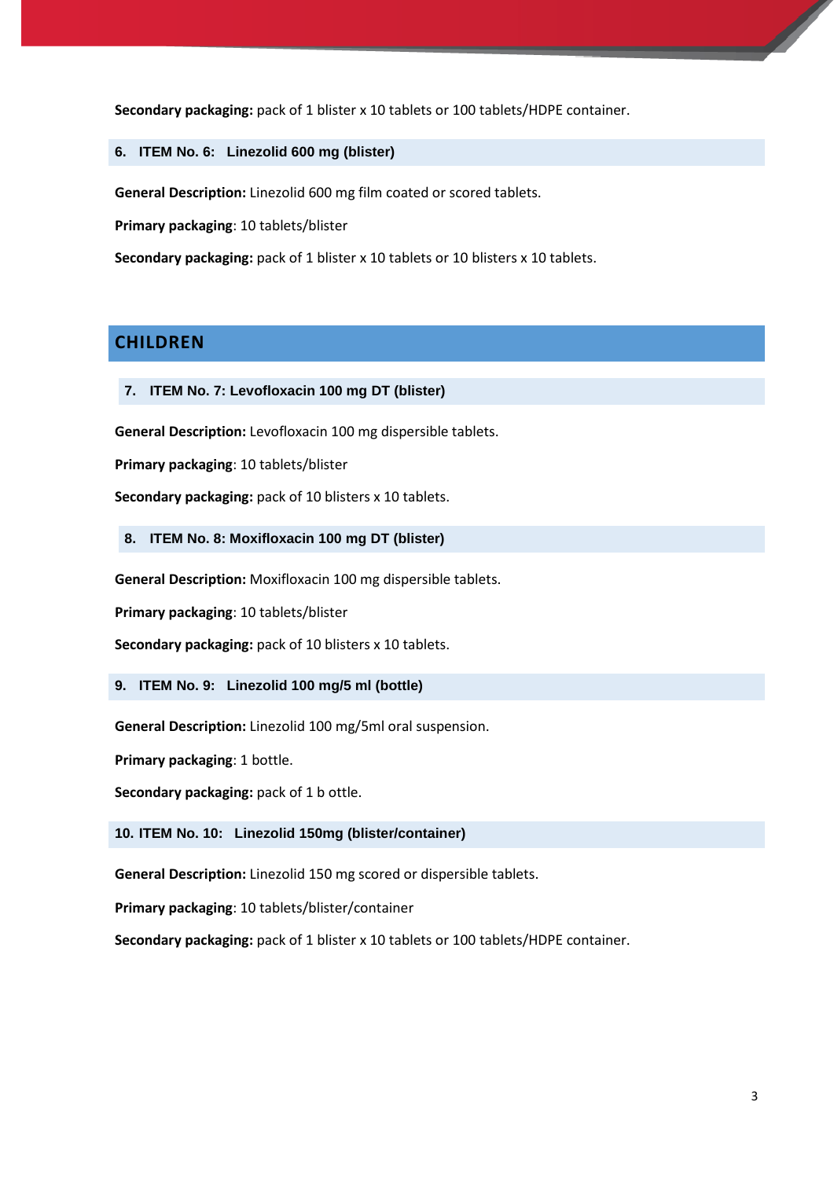**Secondary packaging:** pack of 1 blister x 10 tablets or 100 tablets/HDPE container.

### 6. ITEM No. 6: Linezolid 600 mg (blister)

**General Description:** Linezolid 600 mg film coated or scored tablets.

**Primary packaging**: 10 tablets/blister

**Secondary packaging:** pack of 1 blister x 10 tablets or 10 blisters x 10 tablets.

## CHILDREN

### 7. ITEM No. 7: Levofloxacin 100 mg DT (blister)

**General Description:** Levofloxacin 100 mg dispersible tablets.

**Primary packaging**: 10 tablets/blister

**Secondary packaging:** pack of 10 blisters x 10 tablets.

### 8. ITEM No. 8: Moxifloxacin 100 mg DT (blister)

**General Description:** Moxifloxacin 100 mg dispersible tablets.

**Primary packaging**: 10 tablets/blister

**Secondary packaging:** pack of 10 blisters x 10 tablets.

### 9. ITEM No. 9: Linezolid 100 mg/5 ml (bottle)

**General Description:** Linezolid 100 mg/5ml oral suspension.

**Primary packaging**: 1 bottle.

**Secondary packaging:** pack of 1 b ottle.

### 10. ITEM No. 10: Linezolid 150mg (blister/container)

**General Description:** Linezolid 150 mg scored or dispersible tablets.

**Primary packaging**: 10 tablets/blister/container

**Secondary packaging:** pack of 1 blister x 10 tablets or 100 tablets/HDPE container.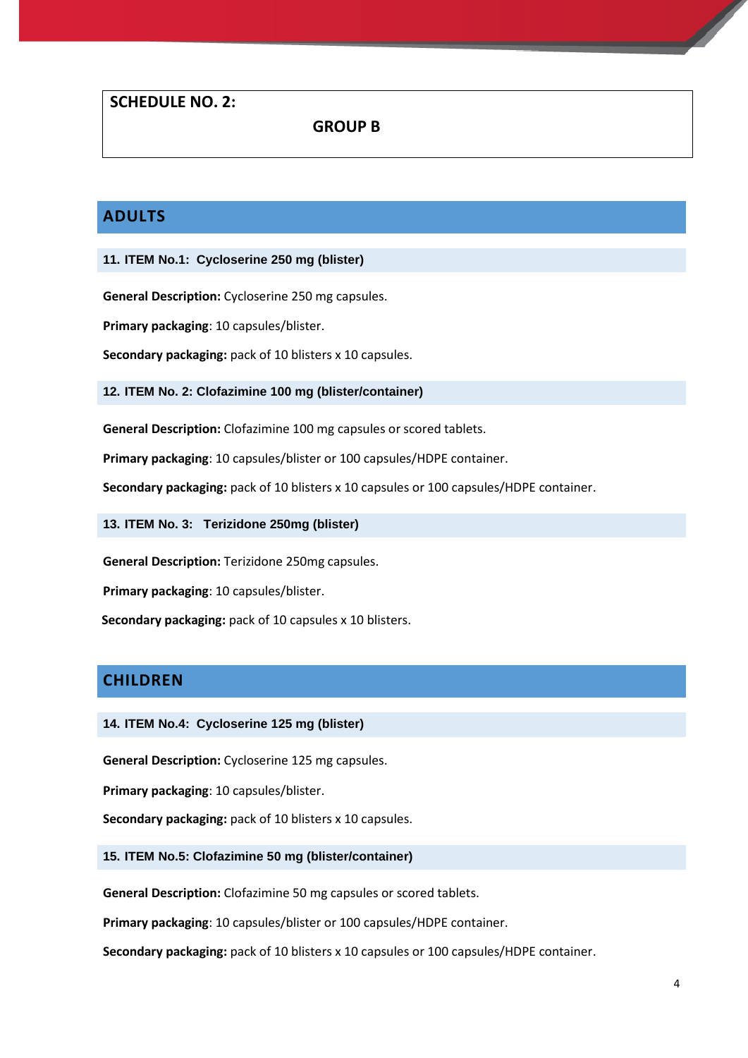## SCHEDULE NO. 2:

### GROUP B

## ADULTS

### 11. ITEM No.1: Cycloserine 250 mg (blister)

**General Description:** Cycloserine 250 mg capsules.

**Primary packaging**: 10 capsules/blister.

**Secondary packaging:** pack of 10 blisters x 10 capsules.

### 12. ITEM No. 2: Clofazimine 100 mg (blister/container)

**General Description:** Clofazimine 100 mg capsules or scored tablets.

**Primary packaging**: 10 capsules/blister or 100 capsules/HDPE container.

**Secondary packaging:** pack of 10 blisters x 10 capsules or 100 capsules/HDPE container.

### 13. ITEM No. 3: Terizidone 250mg (blister)

**General Description:** Terizidone 250mg capsules.

**Primary packaging**: 10 capsules/blister.

**Secondary packaging:** pack of 10 capsules x 10 blisters.

## CHILDREN

### 14. ITEM No.4: Cycloserine 125 mg (blister)

**General Description:** Cycloserine 125 mg capsules.

**Primary packaging**: 10 capsules/blister.

**Secondary packaging:** pack of 10 blisters x 10 capsules.

### 15. ITEM No.5: Clofazimine 50 mg (blister/container)

**General Description:** Clofazimine 50 mg capsules or scored tablets.

**Primary packaging**: 10 capsules/blister or 100 capsules/HDPE container.

**Secondary packaging:** pack of 10 blisters x 10 capsules or 100 capsules/HDPE container.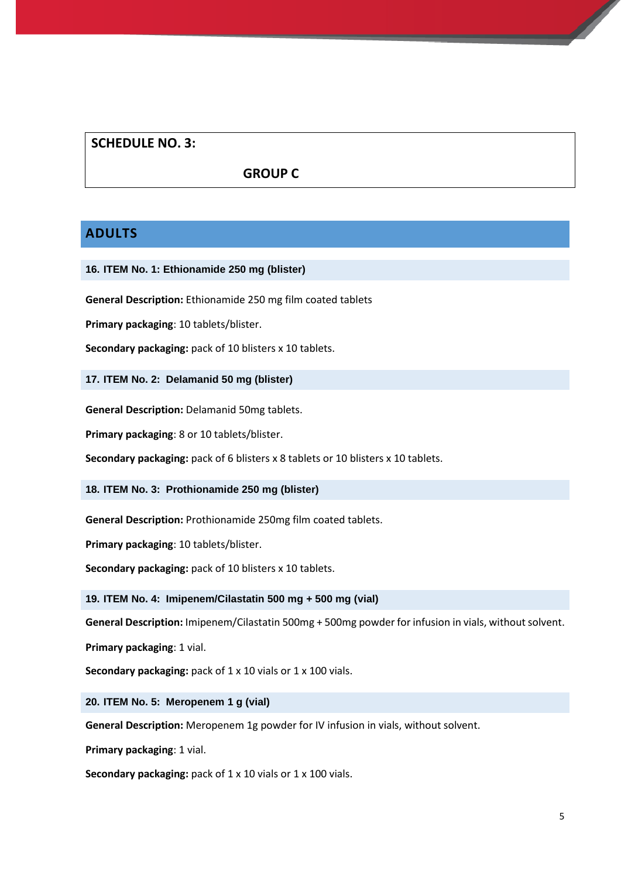**SCHEDULE NO. 3:**

**GROUP C**

## ADULTS

### 16. ITEM No. 1: Ethionamide 250 mg (blister)

**General Description:** Ethionamide 250 mg film coated tablets

**Primary packaging**: 10 tablets/blister.

**Secondary packaging:** pack of 10 blisters x 10 tablets.

### 17. ITEM No. 2: Delamanid 50 mg (blister)

**General Description:** Delamanid 50mg tablets.

**Primary packaging**: 8 or 10 tablets/blister.

**Secondary packaging:** pack of 6 blisters x 8 tablets or 10 blisters x 10 tablets.

### 18. ITEM No. 3: Prothionamide 250 mg (blister)

**General Description:** Prothionamide 250mg film coated tablets.

**Primary packaging**: 10 tablets/blister.

**Secondary packaging:** pack of 10 blisters x 10 tablets.

### 19. ITEM No. 4: Imipenem/Cilastatin 500 mg + 500 mg (vial)

**General Description:** Imipenem/Cilastatin 500mg + 500mg powder for infusion in vials, without solvent.

**Primary packaging**: 1 vial.

**Secondary packaging:** pack of 1 x 10 vials or 1 x 100 vials.

### 20. ITEM No. 5: Meropenem 1 g (vial)

**General Description:** Meropenem 1g powder for IV infusion in vials, without solvent.

**Primary packaging**: 1 vial.

**Secondary packaging:** pack of 1 x 10 vials or 1 x 100 vials.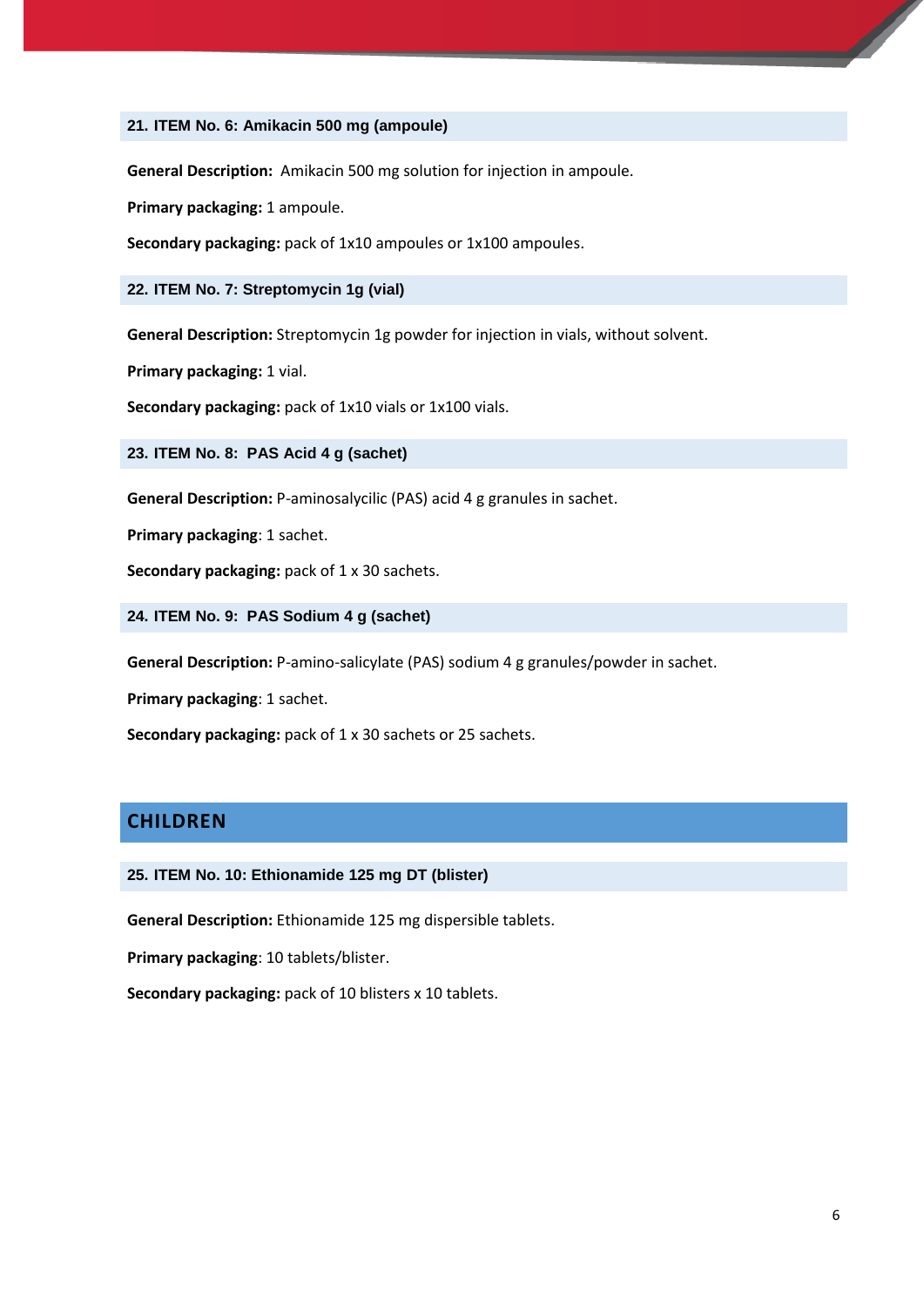### 21. ITEM No. 6: Amikacin 500 mg (ampoule)

**General Description:** Amikacin 500 mg solution for injection in ampoule.

**Primary packaging:** 1 ampoule.

**Secondary packaging:** pack of 1x10 ampoules or 1x100 ampoules.

### 22. ITEM No. 7: Streptomycin 1g (vial)

**General Description:** Streptomycin 1g powder for injection in vials, without solvent.

**Primary packaging:** 1 vial.

**Secondary packaging:** pack of 1x10 vials or 1x100 vials.

### 23. ITEM No. 8: PAS Acid 4 g (sachet)

**General Description:** P-aminosalycilic (PAS) acid 4 g granules in sachet.

**Primary packaging**: 1 sachet.

**Secondary packaging:** pack of 1 x 30 sachets.

### 24. ITEM No. 9: PAS Sodium 4 g (sachet)

**General Description:** P-amino-salicylate (PAS) sodium 4 g granules/powder in sachet.

**Primary packaging**: 1 sachet.

**Secondary packaging:** pack of 1 x 30 sachets or 25 sachets.

## CHILDREN

### 25. ITEM No. 10: Ethionamide 125 mg DT (blister)

**General Description:** Ethionamide 125 mg dispersible tablets.

**Primary packaging**: 10 tablets/blister.

**Secondary packaging:** pack of 10 blisters x 10 tablets.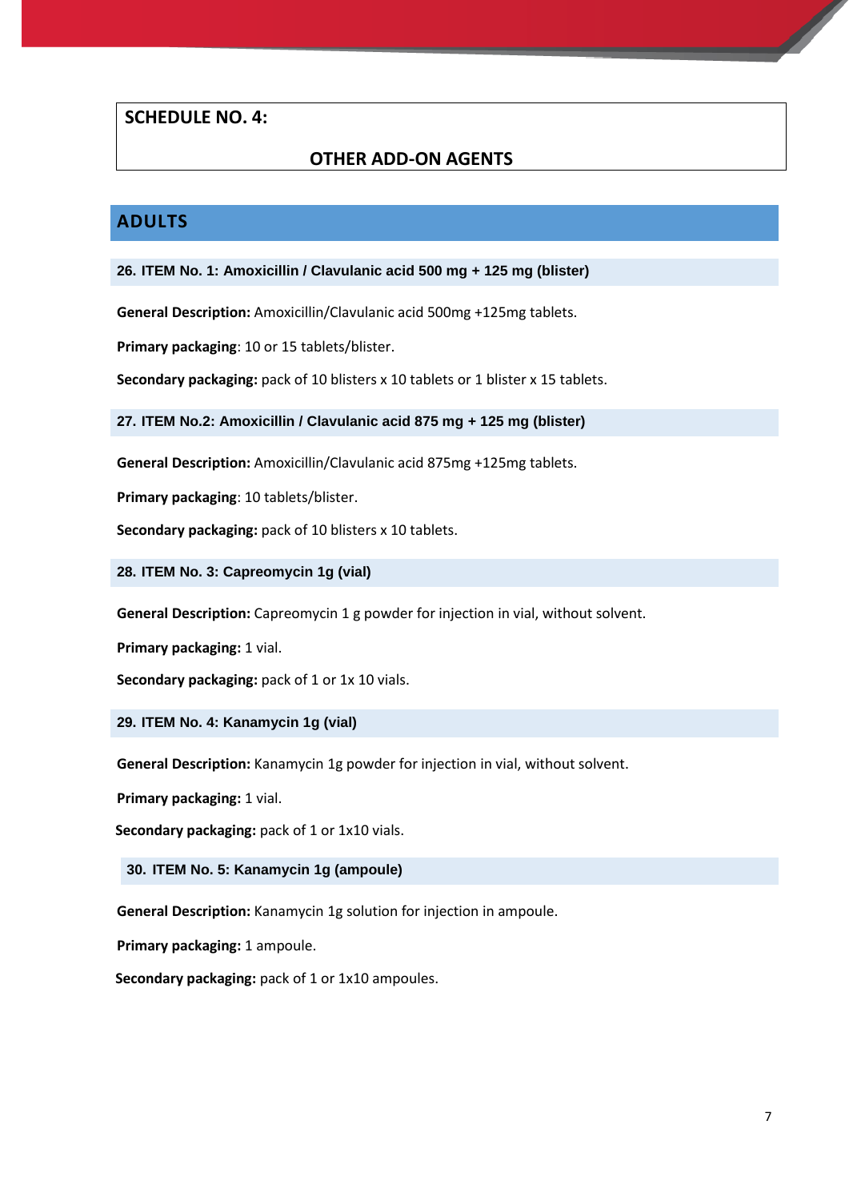## SCHEDULE NO. 4:

## OTHER ADD-ON AGENTS

## ADULTS

### 26. ITEM No. 1: Amoxicillin / Clavulanic acid 500 mg + 125 mg (blister)

**General Description:** Amoxicillin/Clavulanic acid 500mg +125mg tablets.

**Primary packaging**: 10 or 15 tablets/blister.

**Secondary packaging:** pack of 10 blisters x 10 tablets or 1 blister x 15 tablets.

### 27. ITEM No.2: Amoxicillin / Clavulanic acid 875 mg + 125 mg (blister)

**General Description:** Amoxicillin/Clavulanic acid 875mg +125mg tablets.

**Primary packaging**: 10 tablets/blister.

**Secondary packaging:** pack of 10 blisters x 10 tablets.

### 28. ITEM No. 3: Capreomycin 1g (vial)

**General Description:** Capreomycin 1 g powder for injection in vial, without solvent.

**Primary packaging:** 1 vial.

**Secondary packaging:** pack of 1 or 1x 10 vials.

### 29. ITEM No. 4: Kanamycin 1g (vial)

**General Description:** Kanamycin 1g powder for injection in vial, without solvent.

**Primary packaging:** 1 vial.

**Secondary packaging:** pack of 1 or 1x10 vials.

### 30. ITEM No. 5: Kanamycin 1g (ampoule)

**General Description:** Kanamycin 1g solution for injection in ampoule.

**Primary packaging:** 1 ampoule.

**Secondary packaging:** pack of 1 or 1x10 ampoules.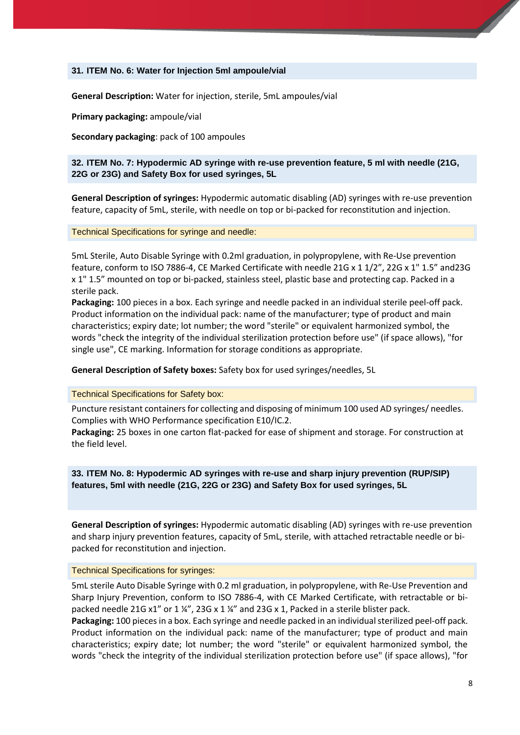### 31. ITEM No. 6: Water for Injection 5ml ampoule/vial

**General Description:** Water for injection, sterile, 5mL ampoules/vial

**Primary packaging:** ampoule/vial

**Secondary packaging**: pack of 100 ampoules

### 32. ITEM No. 7: Hypodermic AD syringe with re-use prevention feature, 5 ml with needle (21G, 22G or 23G) and Safety Box for used syringes, 5L

**General Description of syringes:** Hypodermic automatic disabling (AD) syringes with re-use prevention feature, capacity of 5mL, sterile, with needle on top or bi-packed for reconstitution and injection.

#### Technical Specifications for syringe and needle:

5mL Sterile, Auto Disable Syringe with 0.2ml graduation, in polypropylene, with Re-Use prevention feature, conform to ISO 7886-4, CE Marked Certificate with needle 21G x 1 1/2", 22G x 1" 1.5" and23G x 1" 1.5" mounted on top or bi-packed, stainless steel, plastic base and protecting cap. Packed in a sterile pack.

**Packaging:** 100 pieces in a box. Each syringe and needle packed in an individual sterile peel-off pack. Product information on the individual pack: name of the manufacturer; type of product and main characteristics; expiry date; lot number; the word "sterile" or equivalent harmonized symbol, the words "check the integrity of the individual sterilization protection before use" (if space allows), "for single use", CE marking. Information for storage conditions as appropriate.

**General Description of Safety boxes:** Safety box for used syringes/needles, 5L

#### Technical Specifications for Safety box:

Puncture resistant containers for collecting and disposing of minimum 100 used AD syringes/ needles. Complies with WHO Performance specification E10/IC.2.

**Packaging:** 25 boxes in one carton flat-packed for ease of shipment and storage. For construction at the field level.

### 33. ITEM No. 8: Hypodermic AD syringes with re-use and sharp injury prevention (RUP/SIP) features, 5ml with needle (21G, 22G or 23G) and Safety Box for used syringes, 5L

**General Description of syringes:** Hypodermic automatic disabling (AD) syringes with re-use prevention and sharp injury prevention features, capacity of 5mL, sterile, with attached retractable needle or bi-packed for reconstitution and injection.

#### Technical Specifications for syringes:

5mL sterile Auto Disable Syringe with 0.2 ml graduation, in polypropylene, with Re-Use Prevention and Sharp Injury Prevention, conform to ISO 7886-4, with CE Marked Certificate, with retractable or bi-packed needle 21G x1" or 1 ¼", 23G x 1 ¼" and 23G x 1, Packed in a sterile blister pack.

**Packaging:** 100 pieces in a box. Each syringe and needle packed in an individual sterilized peel-off pack. Product information on the individual pack: name of the manufacturer; type of product and main characteristics; expiry date; lot number; the word "sterile" or equivalent harmonized symbol, the words "check the integrity of the individual sterilization protection before use" (if space allows), "for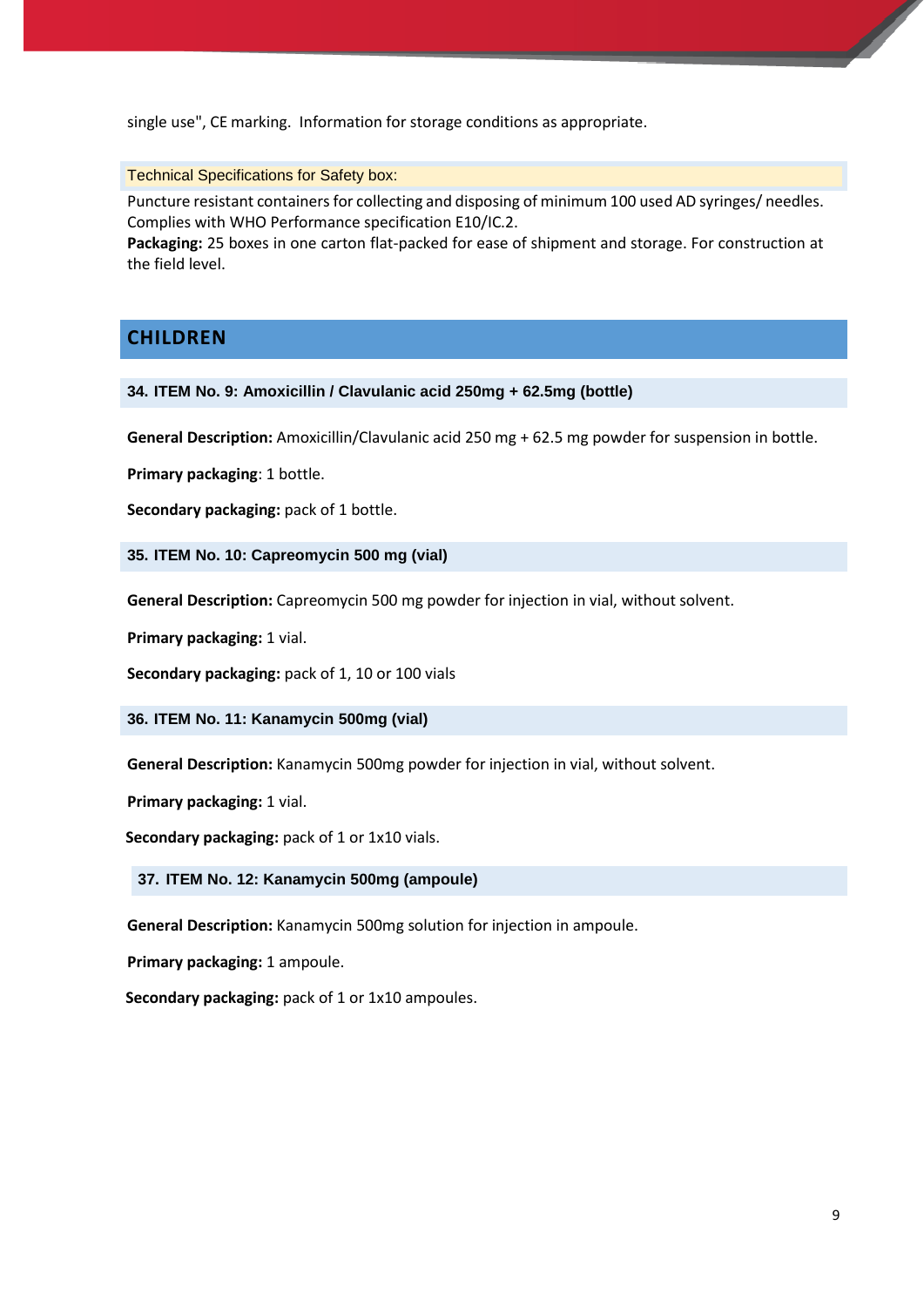single use", CE marking.  Information for storage conditions as appropriate.

Technical Specifications for Safety box:

Puncture resistant containers for collecting and disposing of minimum 100 used AD syringes/ needles. Complies with WHO Performance specification E10/IC.2.
**Packaging:** 25 boxes in one carton flat-packed for ease of shipment and storage. For construction at the field level.

## CHILDREN

### 34. ITEM No. 9: Amoxicillin / Clavulanic acid 250mg + 62.5mg (bottle)

**General Description:** Amoxicillin/Clavulanic acid 250 mg + 62.5 mg powder for suspension in bottle.

**Primary packaging**: 1 bottle.

**Secondary packaging:** pack of 1 bottle.

### 35. ITEM No. 10: Capreomycin 500 mg (vial)

**General Description:** Capreomycin 500 mg powder for injection in vial, without solvent.

**Primary packaging:** 1 vial.

**Secondary packaging:** pack of 1, 10 or 100 vials

### 36. ITEM No. 11: Kanamycin 500mg (vial)

**General Description:** Kanamycin 500mg powder for injection in vial, without solvent.

**Primary packaging:** 1 vial.

**Secondary packaging:** pack of 1 or 1x10 vials.

### 37. ITEM No. 12: Kanamycin 500mg (ampoule)

**General Description:** Kanamycin 500mg solution for injection in ampoule.

**Primary packaging:** 1 ampoule.

**Secondary packaging:** pack of 1 or 1x10 ampoules.